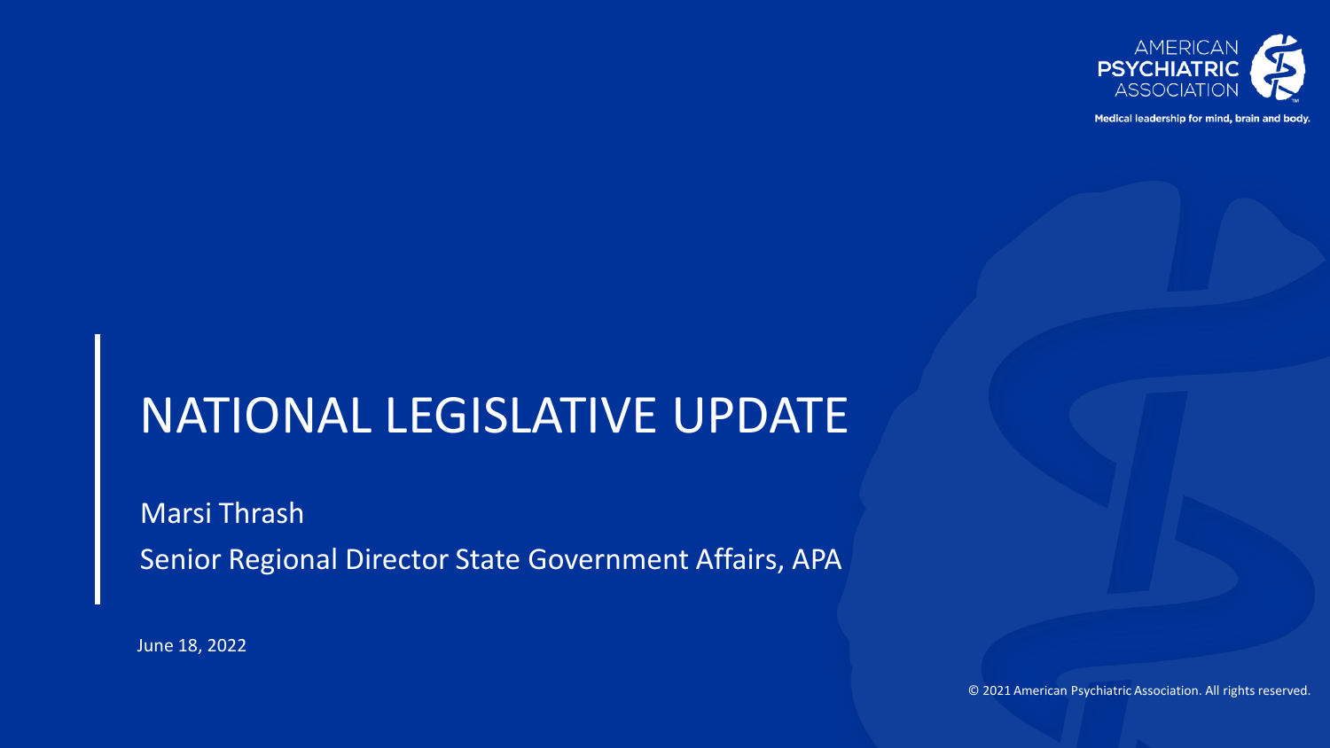AMERICAN **PSYCHIATRIC** ASSOCIATION

Medical leadership for mind, brain and body.

# NATIONAL LEGISLATIVE UPDATE

Marsi Thrash

Senior Regional Director State Government Affairs, APA

June 18, 2022

© 2021 American Psychiatric Association. All rights reserved.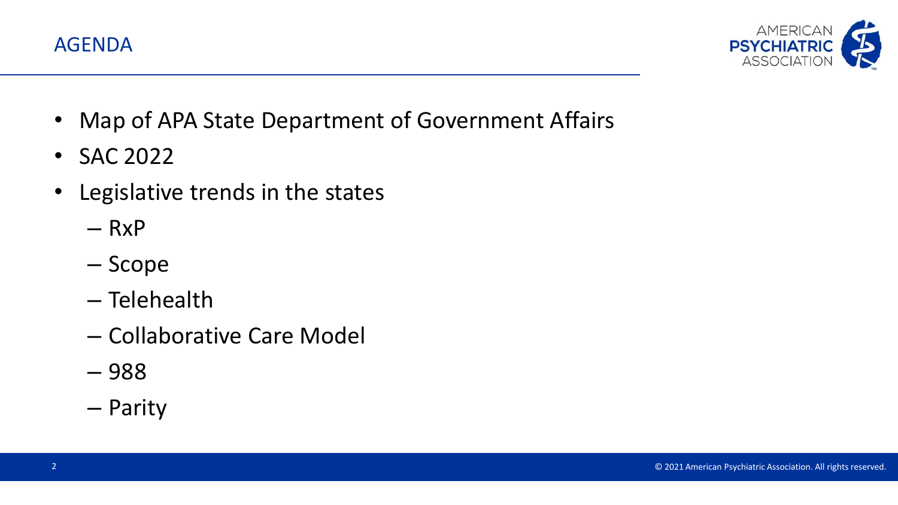# AGENDA

- Map of APA State Department of Government Affairs
- SAC 2022
- Legislative trends in the states
  - RxP
  - Scope
  - Telehealth
  - Collaborative Care Model
  - 988
  - Parity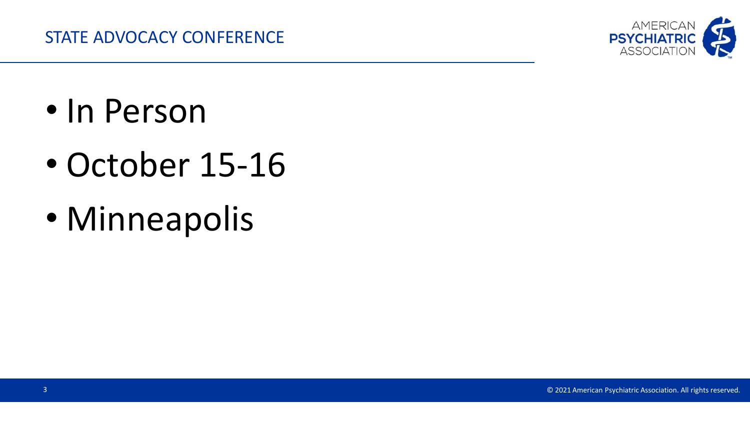- In Person
- October 15-16
- Minneapolis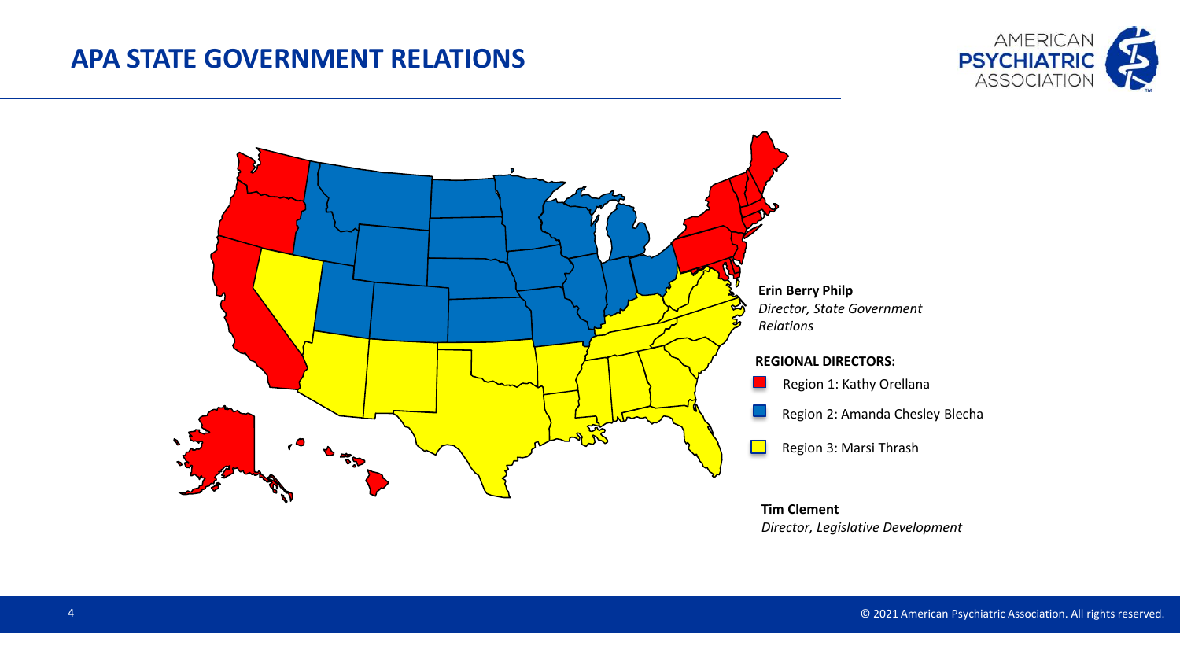# APA STATE GOVERNMENT RELATIONS

**Erin Berry Philp**
*Director, State Government Relations*

**REGIONAL DIRECTORS:**

- Region 1: Kathy Orellana
- Region 2: Amanda Chesley Blecha
- Region 3: Marsi Thrash

**Tim Clement**
*Director, Legislative Development*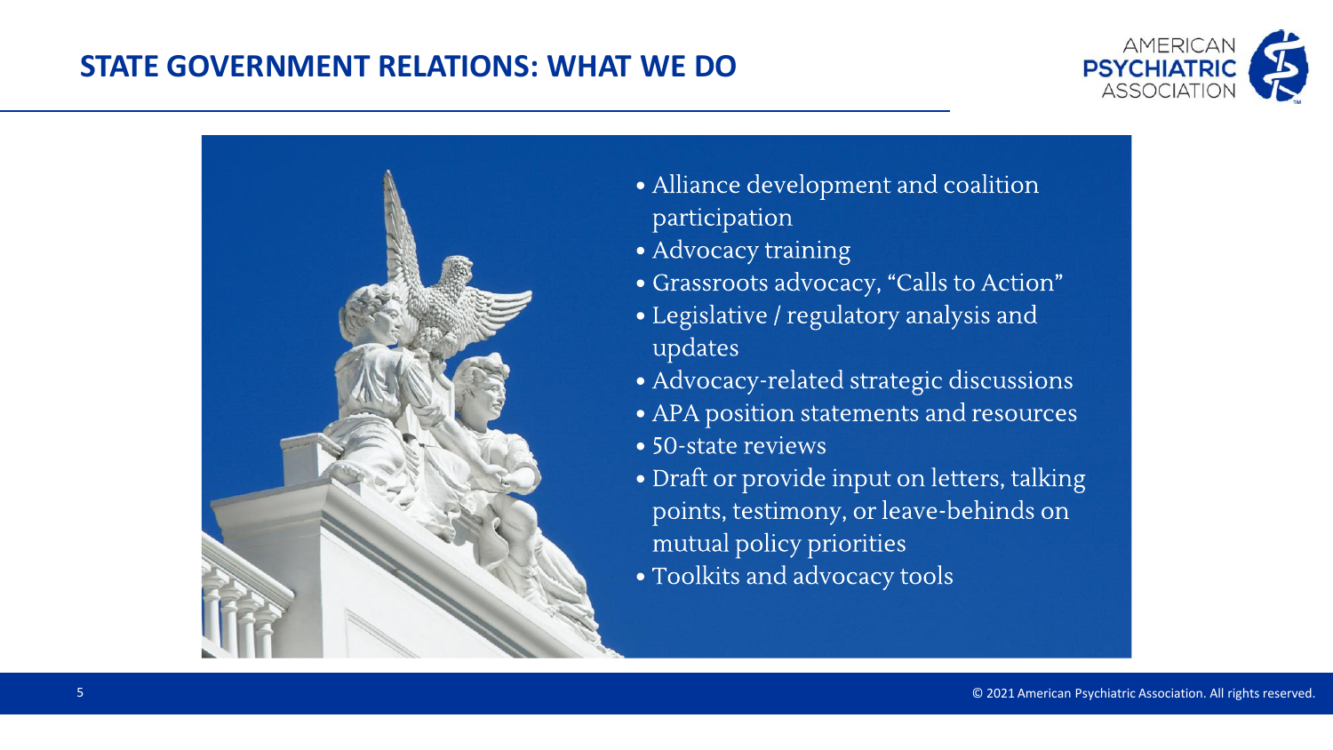## STATE GOVERNMENT RELATIONS: WHAT WE DO

- Alliance development and coalition participation
- Advocacy training
- Grassroots advocacy, "Calls to Action"
- Legislative / regulatory analysis and updates
- Advocacy-related strategic discussions
- APA position statements and resources
- 50-state reviews
- Draft or provide input on letters, talking points, testimony, or leave-behinds on mutual policy priorities
- Toolkits and advocacy tools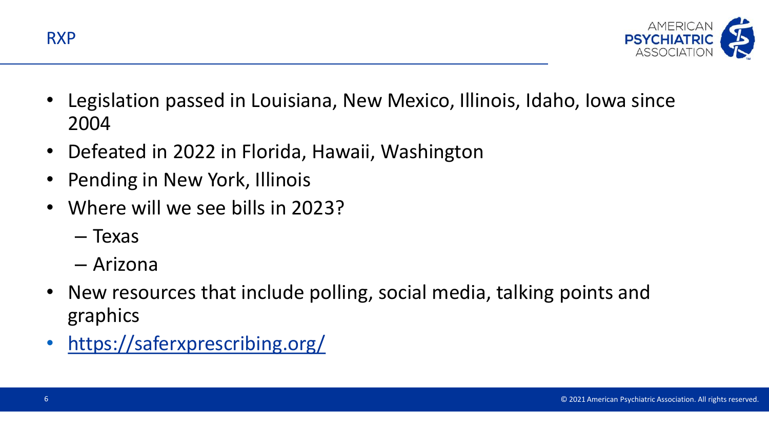# RXP

- Legislation passed in Louisiana, New Mexico, Illinois, Idaho, Iowa since 2004
- Defeated in 2022 in Florida, Hawaii, Washington
- Pending in New York, Illinois
- Where will we see bills in 2023?
  - Texas
  - Arizona
- New resources that include polling, social media, talking points and graphics
- https://saferxprescribing.org/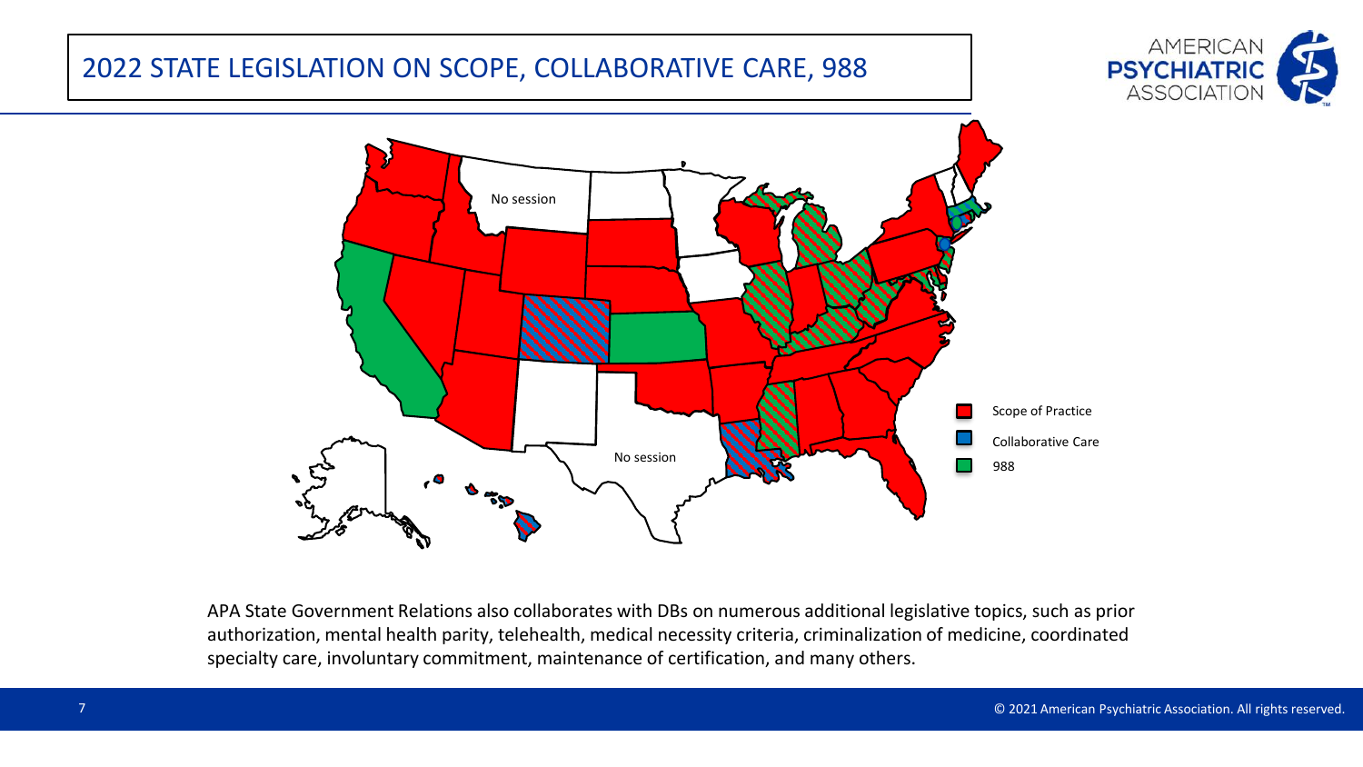# 2022 STATE LEGISLATION ON SCOPE, COLLABORATIVE CARE, 988

No session

No session

- Scope of Practice
- Collaborative Care
- 988

APA State Government Relations also collaborates with DBs on numerous additional legislative topics, such as prior authorization, mental health parity, telehealth, medical necessity criteria, criminalization of medicine, coordinated specialty care, involuntary commitment, maintenance of certification, and many others.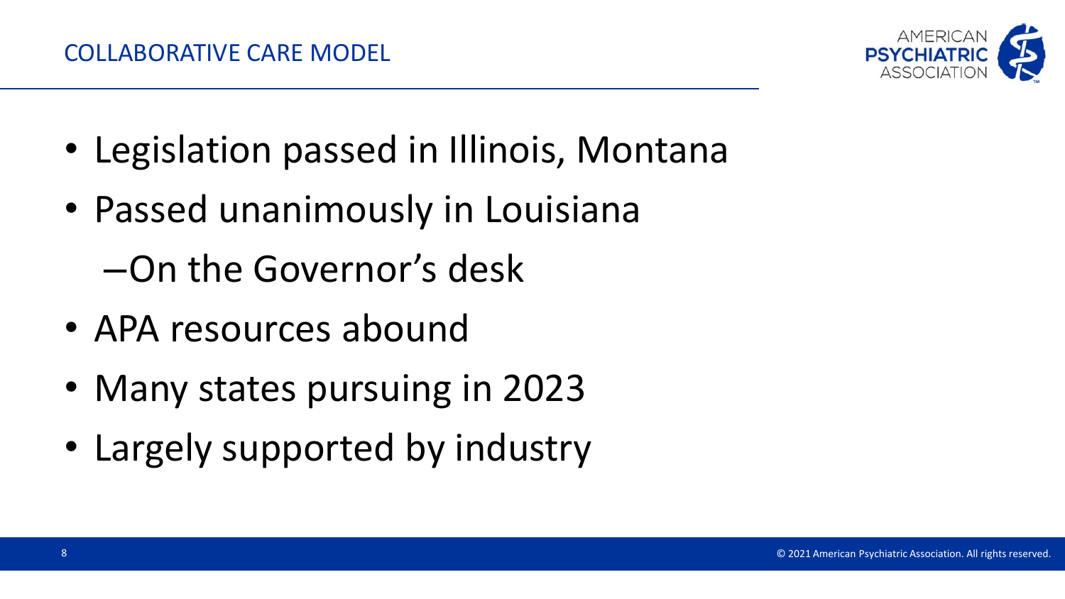## COLLABORATIVE CARE MODEL

- Legislation passed in Illinois, Montana
- Passed unanimously in Louisiana
  - On the Governor's desk
- APA resources abound
- Many states pursuing in 2023
- Largely supported by industry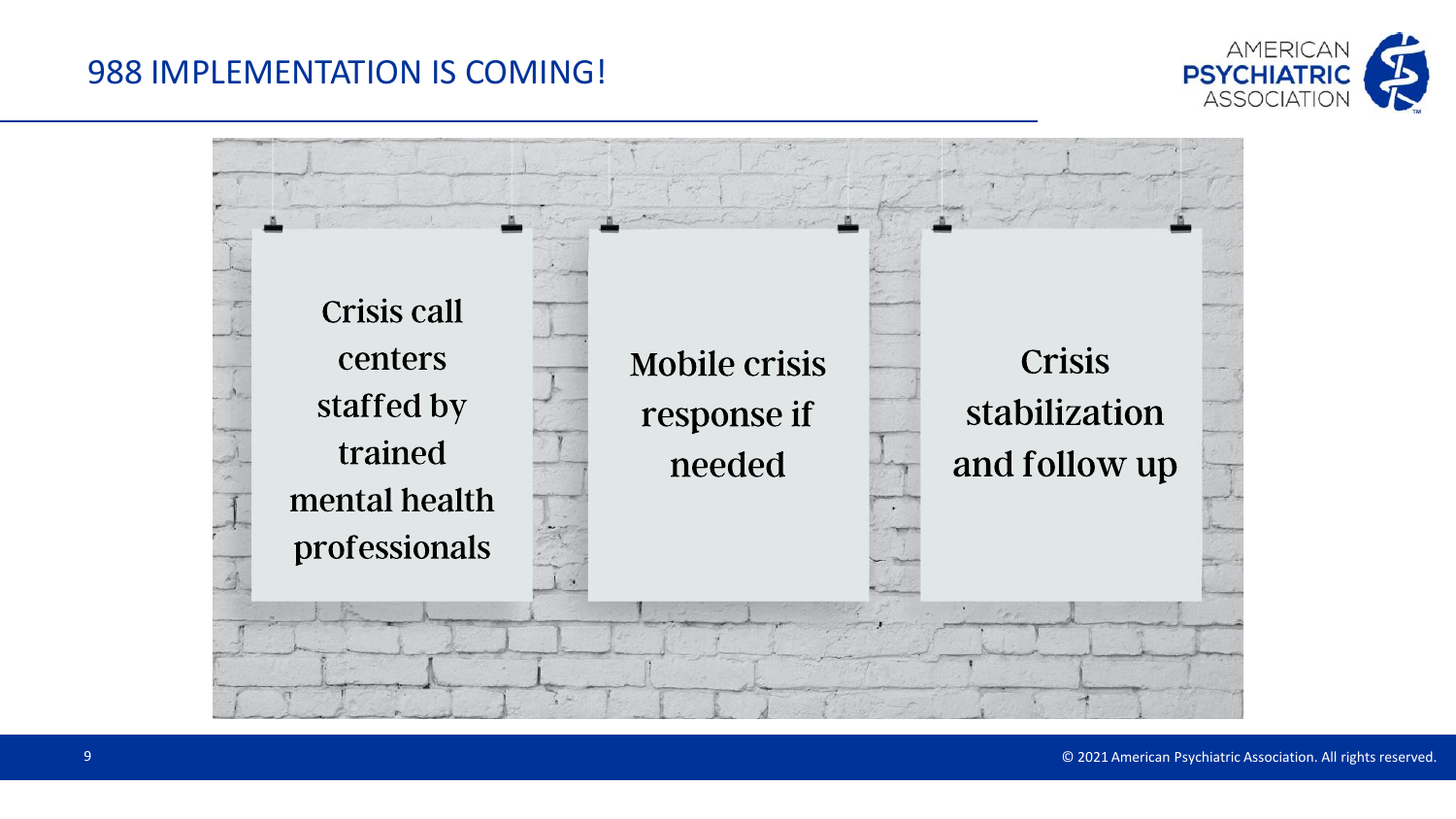# 988 IMPLEMENTATION IS COMING!

- Crisis call centers staffed by trained mental health professionals
- Mobile crisis response if needed
- Crisis stabilization and follow up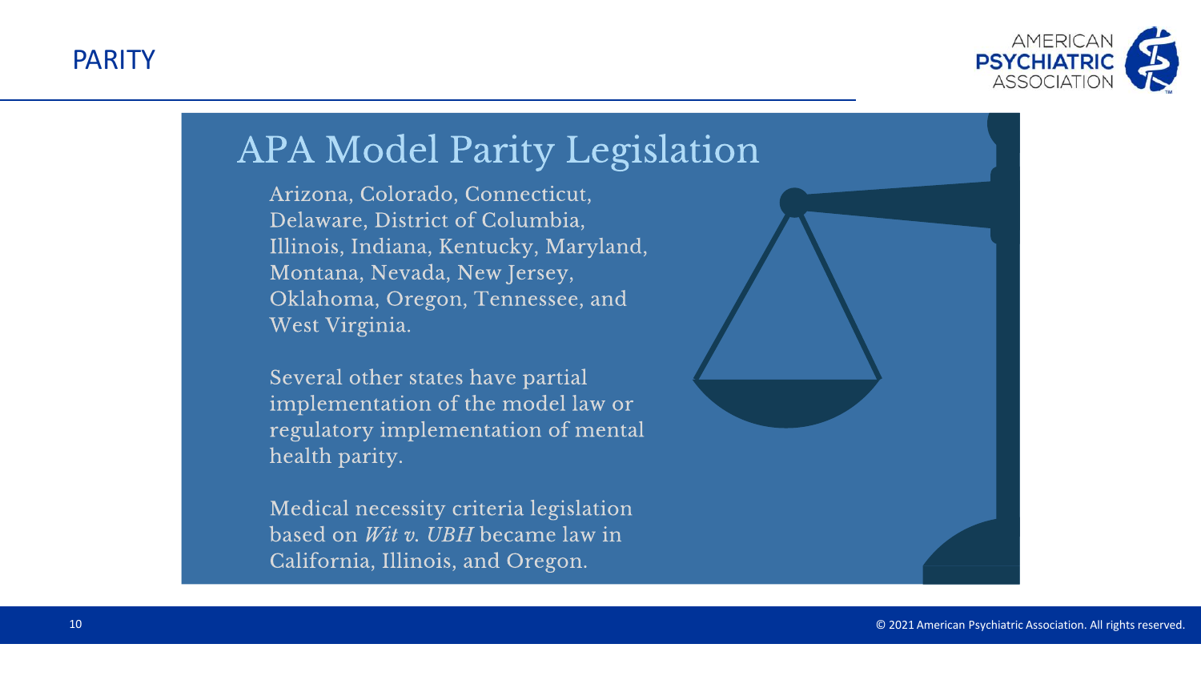# PARITY

## APA Model Parity Legislation

Arizona, Colorado, Connecticut, Delaware, District of Columbia, Illinois, Indiana, Kentucky, Maryland, Montana, Nevada, New Jersey, Oklahoma, Oregon, Tennessee, and West Virginia.

Several other states have partial implementation of the model law or regulatory implementation of mental health parity.

Medical necessity criteria legislation based on *Wit v. UBH* became law in California, Illinois, and Oregon.

© 2021 American Psychiatric Association. All rights reserved.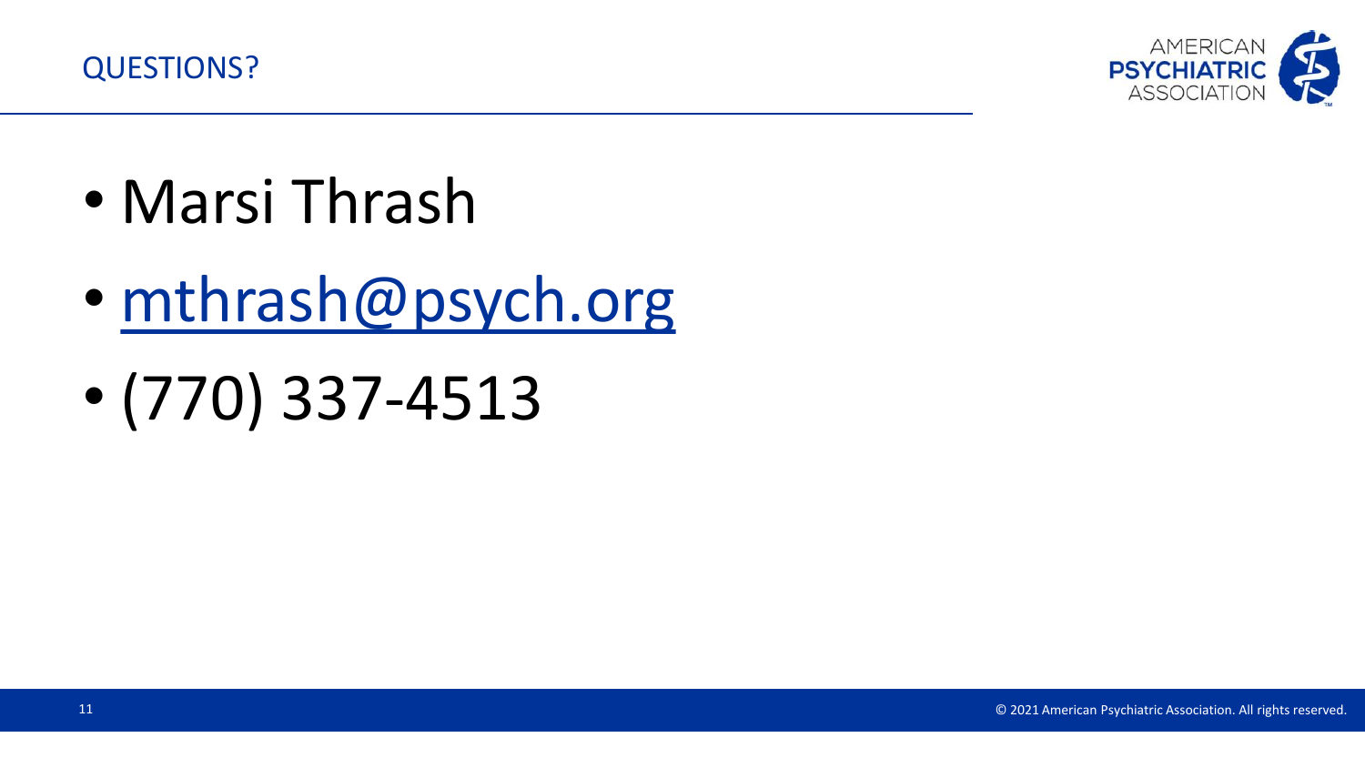# QUESTIONS?

- Marsi Thrash
- mthrash@psych.org
- (770) 337-4513